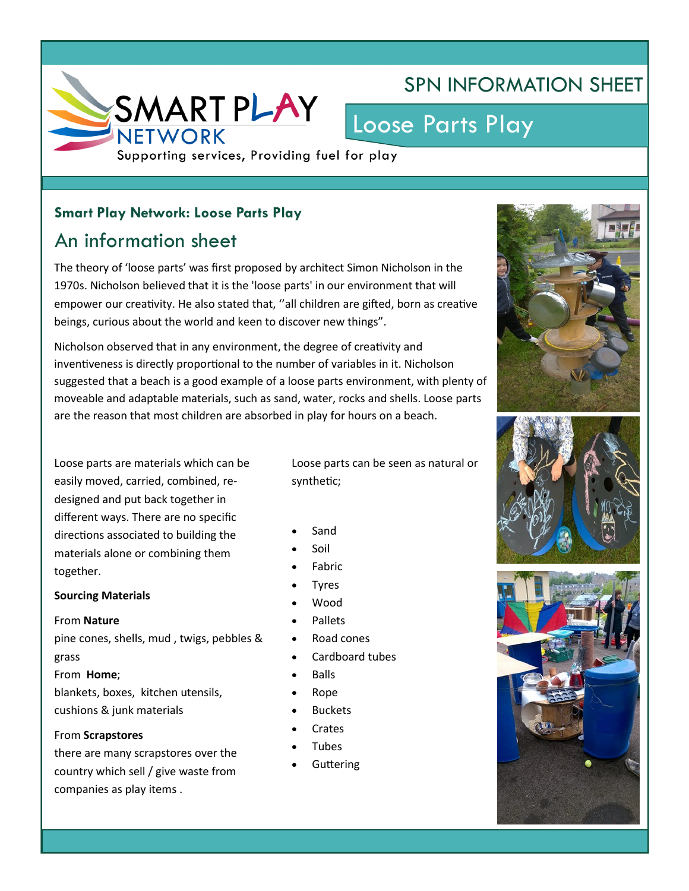# SPN INFORMATION SHEET

# Loose Parts Play

SMART PLAY NETWORK

Supporting services, Providing fuel for play

### Smart Play Network: Loose Parts Play

## An information sheet

The theory of 'loose parts' was first proposed by architect Simon Nicholson in the 1970s. Nicholson believed that it is the 'loose parts' in our environment that will empower our creativity. He also stated that, ''all children are gifted, born as creative beings, curious about the world and keen to discover new things".

Nicholson observed that in any environment, the degree of creativity and inventiveness is directly proportional to the number of variables in it. Nicholson suggested that a beach is a good example of a loose parts environment, with plenty of moveable and adaptable materials, such as sand, water, rocks and shells. Loose parts are the reason that most children are absorbed in play for hours on a beach.

Loose parts are materials which can be easily moved, carried, combined, re-designed and put back together in different ways. There are no specific directions associated to building the materials alone or combining them together.

**Sourcing Materials**

From **Nature**
pine cones, shells, mud , twigs, pebbles & grass

From **Home**;
blankets, boxes, kitchen utensils, cushions & junk materials

From **Scrapstores**
there are many scrapstores over the country which sell / give waste from companies as play items .

Loose parts can be seen as natural or synthetic;

- Sand
- Soil
- Fabric
- Tyres
- Wood
- Pallets
- Road cones
- Cardboard tubes
- Balls
- Rope
- Buckets
- Crates
- Tubes
- Guttering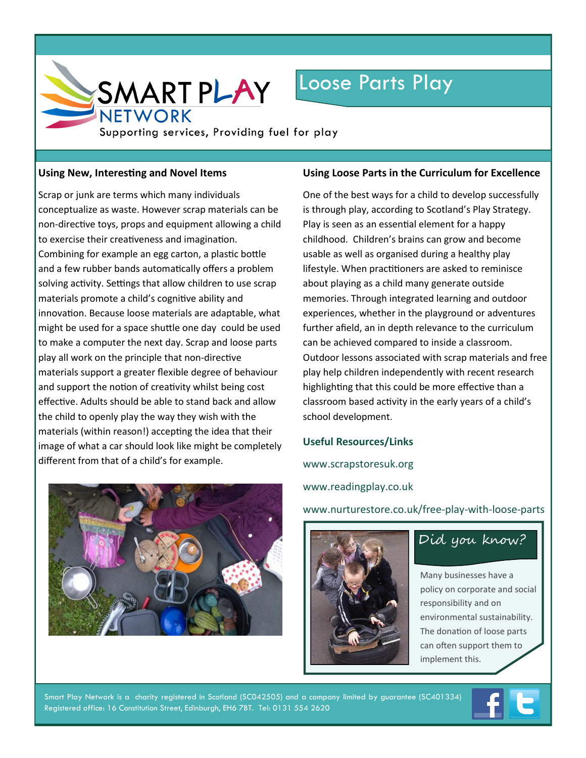# SMART PLAY NETWORK

Supporting services, Providing fuel for play

# Loose Parts Play

## Using New, Interesting and Novel Items

Scrap or junk are terms which many individuals conceptualize as waste. However scrap materials can be non-directive toys, props and equipment allowing a child to exercise their creativeness and imagination. Combining for example an egg carton, a plastic bottle and a few rubber bands automatically offers a problem solving activity. Settings that allow children to use scrap materials promote a child's cognitive ability and innovation. Because loose materials are adaptable, what might be used for a space shuttle one day could be used to make a computer the next day. Scrap and loose parts play all work on the principle that non-directive materials support a greater flexible degree of behaviour and support the notion of creativity whilst being cost effective. Adults should be able to stand back and allow the child to openly play the way they wish with the materials (within reason!) accepting the idea that their image of what a car should look like might be completely different from that of a child's for example.

## Using Loose Parts in the Curriculum for Excellence

One of the best ways for a child to develop successfully is through play, according to Scotland's Play Strategy. Play is seen as an essential element for a happy childhood. Children's brains can grow and become usable as well as organised during a healthy play lifestyle. When practitioners are asked to reminisce about playing as a child many generate outside memories. Through integrated learning and outdoor experiences, whether in the playground or adventures further afield, an in depth relevance to the curriculum can be achieved compared to inside a classroom. Outdoor lessons associated with scrap materials and free play help children independently with recent research highlighting that this could be more effective than a classroom based activity in the early years of a child's school development.

### Useful Resources/Links

www.scrapstoresuk.org

www.readingplay.co.uk

www.nurturestore.co.uk/free-play-with-loose-parts

### Did you know?

Many businesses have a policy on corporate and social responsibility and on environmental sustainability. The donation of loose parts can often support them to implement this.

Smart Play Network is a charity registered in Scotland (SC042505) and a company limited by guarantee (SC401334)
Registered office: 16 Constitution Street, Edinburgh, EH6 7BT. Tel: 0131 554 2620